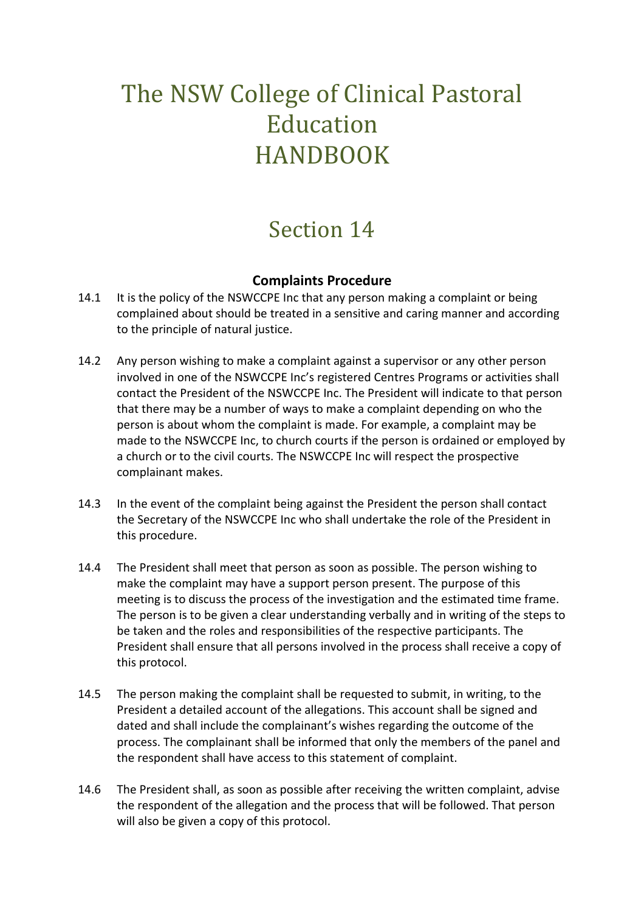# The NSW College of Clinical Pastoral Education HANDBOOK

## Section 14

### Complaints Procedure

14.1 It is the policy of the NSWCCPE Inc that any person making a complaint or being complained about should be treated in a sensitive and caring manner and according to the principle of natural justice.

14.2 Any person wishing to make a complaint against a supervisor or any other person involved in one of the NSWCCPE Inc's registered Centres Programs or activities shall contact the President of the NSWCCPE Inc. The President will indicate to that person that there may be a number of ways to make a complaint depending on who the person is about whom the complaint is made. For example, a complaint may be made to the NSWCCPE Inc, to church courts if the person is ordained or employed by a church or to the civil courts. The NSWCCPE Inc will respect the prospective complainant makes.

14.3 In the event of the complaint being against the President the person shall contact the Secretary of the NSWCCPE Inc who shall undertake the role of the President in this procedure.

14.4 The President shall meet that person as soon as possible. The person wishing to make the complaint may have a support person present. The purpose of this meeting is to discuss the process of the investigation and the estimated time frame. The person is to be given a clear understanding verbally and in writing of the steps to be taken and the roles and responsibilities of the respective participants. The President shall ensure that all persons involved in the process shall receive a copy of this protocol.

14.5 The person making the complaint shall be requested to submit, in writing, to the President a detailed account of the allegations. This account shall be signed and dated and shall include the complainant's wishes regarding the outcome of the process. The complainant shall be informed that only the members of the panel and the respondent shall have access to this statement of complaint.

14.6 The President shall, as soon as possible after receiving the written complaint, advise the respondent of the allegation and the process that will be followed. That person will also be given a copy of this protocol.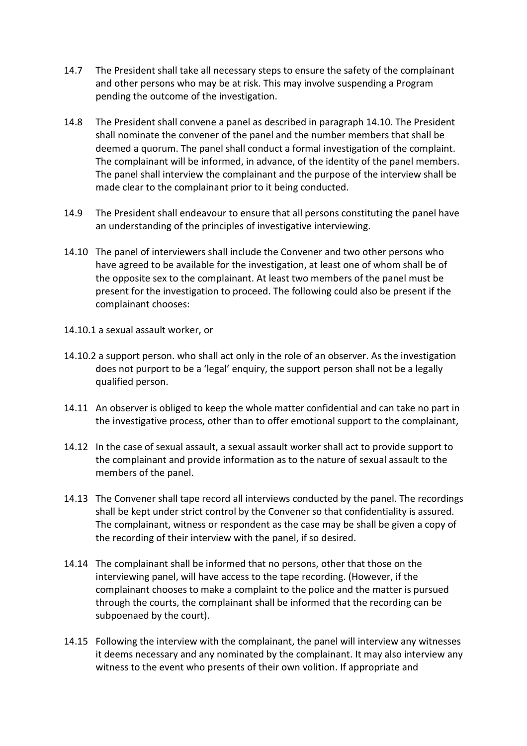14.7 The President shall take all necessary steps to ensure the safety of the complainant and other persons who may be at risk. This may involve suspending a Program pending the outcome of the investigation.

14.8 The President shall convene a panel as described in paragraph 14.10. The President shall nominate the convener of the panel and the number members that shall be deemed a quorum. The panel shall conduct a formal investigation of the complaint. The complainant will be informed, in advance, of the identity of the panel members. The panel shall interview the complainant and the purpose of the interview shall be made clear to the complainant prior to it being conducted.

14.9 The President shall endeavour to ensure that all persons constituting the panel have an understanding of the principles of investigative interviewing.

14.10 The panel of interviewers shall include the Convener and two other persons who have agreed to be available for the investigation, at least one of whom shall be of the opposite sex to the complainant. At least two members of the panel must be present for the investigation to proceed. The following could also be present if the complainant chooses:

14.10.1 a sexual assault worker, or

14.10.2 a support person. who shall act only in the role of an observer. As the investigation does not purport to be a 'legal' enquiry, the support person shall not be a legally qualified person.

14.11 An observer is obliged to keep the whole matter confidential and can take no part in the investigative process, other than to offer emotional support to the complainant,

14.12 In the case of sexual assault, a sexual assault worker shall act to provide support to the complainant and provide information as to the nature of sexual assault to the members of the panel.

14.13 The Convener shall tape record all interviews conducted by the panel. The recordings shall be kept under strict control by the Convener so that confidentiality is assured. The complainant, witness or respondent as the case may be shall be given a copy of the recording of their interview with the panel, if so desired.

14.14 The complainant shall be informed that no persons, other that those on the interviewing panel, will have access to the tape recording. (However, if the complainant chooses to make a complaint to the police and the matter is pursued through the courts, the complainant shall be informed that the recording can be subpoenaed by the court).

14.15 Following the interview with the complainant, the panel will interview any witnesses it deems necessary and any nominated by the complainant. It may also interview any witness to the event who presents of their own volition. If appropriate and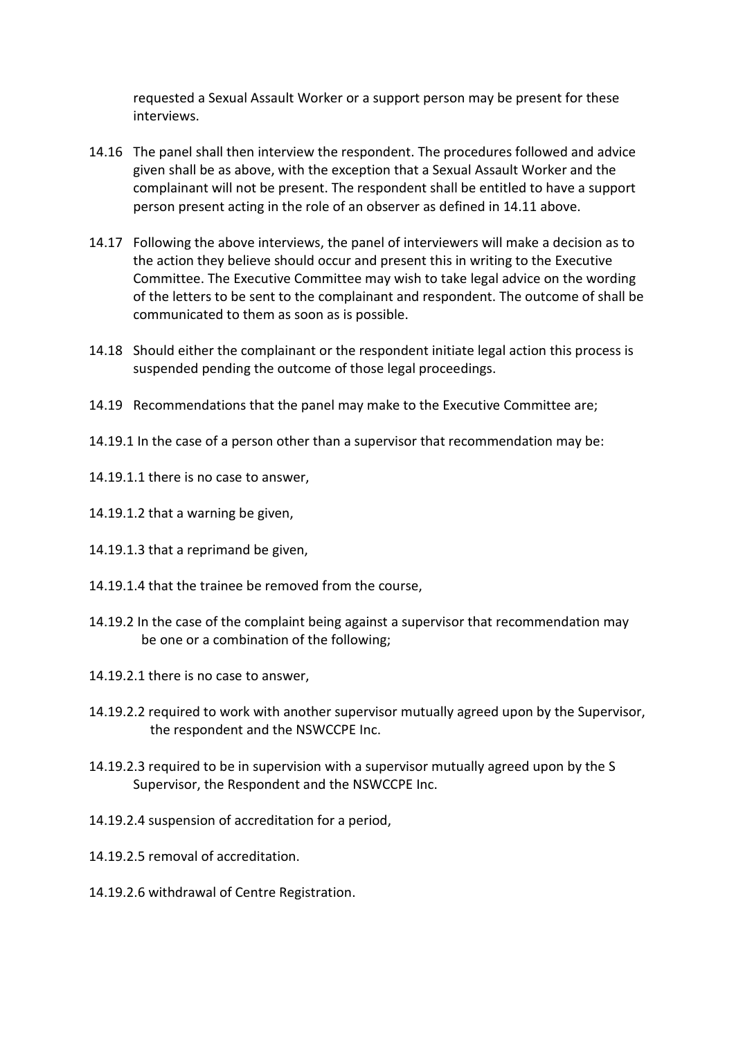requested a Sexual Assault Worker or a support person may be present for these interviews.

14.16 The panel shall then interview the respondent. The procedures followed and advice given shall be as above, with the exception that a Sexual Assault Worker and the complainant will not be present. The respondent shall be entitled to have a support person present acting in the role of an observer as defined in 14.11 above.

14.17 Following the above interviews, the panel of interviewers will make a decision as to the action they believe should occur and present this in writing to the Executive Committee. The Executive Committee may wish to take legal advice on the wording of the letters to be sent to the complainant and respondent. The outcome of shall be communicated to them as soon as is possible.

14.18 Should either the complainant or the respondent initiate legal action this process is suspended pending the outcome of those legal proceedings.

14.19 Recommendations that the panel may make to the Executive Committee are;

14.19.1 In the case of a person other than a supervisor that recommendation may be:

14.19.1.1 there is no case to answer,

14.19.1.2 that a warning be given,

14.19.1.3 that a reprimand be given,

14.19.1.4 that the trainee be removed from the course,

14.19.2 In the case of the complaint being against a supervisor that recommendation may be one or a combination of the following;

14.19.2.1 there is no case to answer,

14.19.2.2 required to work with another supervisor mutually agreed upon by the Supervisor, the respondent and the NSWCCPE Inc.

14.19.2.3 required to be in supervision with a supervisor mutually agreed upon by the S Supervisor, the Respondent and the NSWCCPE Inc.

14.19.2.4 suspension of accreditation for a period,

14.19.2.5 removal of accreditation.

14.19.2.6 withdrawal of Centre Registration.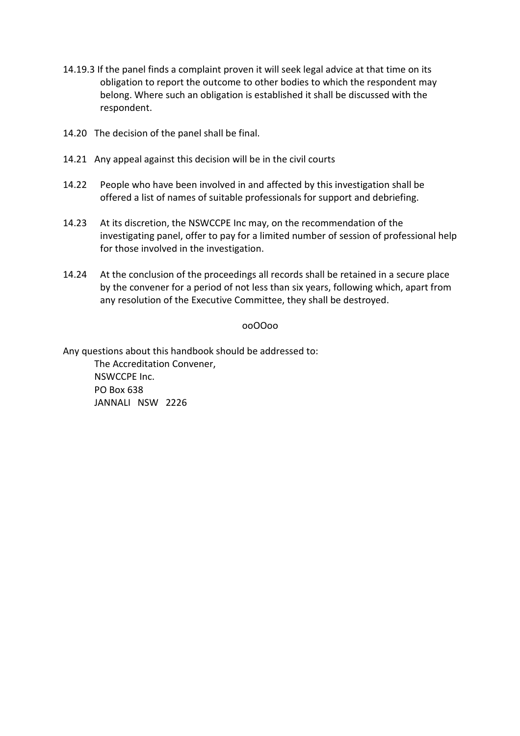14.19.3 If the panel finds a complaint proven it will seek legal advice at that time on its obligation to report the outcome to other bodies to which the respondent may belong. Where such an obligation is established it shall be discussed with the respondent.

14.20 The decision of the panel shall be final.

14.21 Any appeal against this decision will be in the civil courts

14.22 People who have been involved in and affected by this investigation shall be offered a list of names of suitable professionals for support and debriefing.

14.23 At its discretion, the NSWCCPE Inc may, on the recommendation of the investigating panel, offer to pay for a limited number of session of professional help for those involved in the investigation.

14.24 At the conclusion of the proceedings all records shall be retained in a secure place by the convener for a period of not less than six years, following which, apart from any resolution of the Executive Committee, they shall be destroyed.

ooOOoo

Any questions about this handbook should be addressed to:

The Accreditation Convener,  
NSWCCPE Inc.  
PO Box 638  
JANNALI NSW 2226